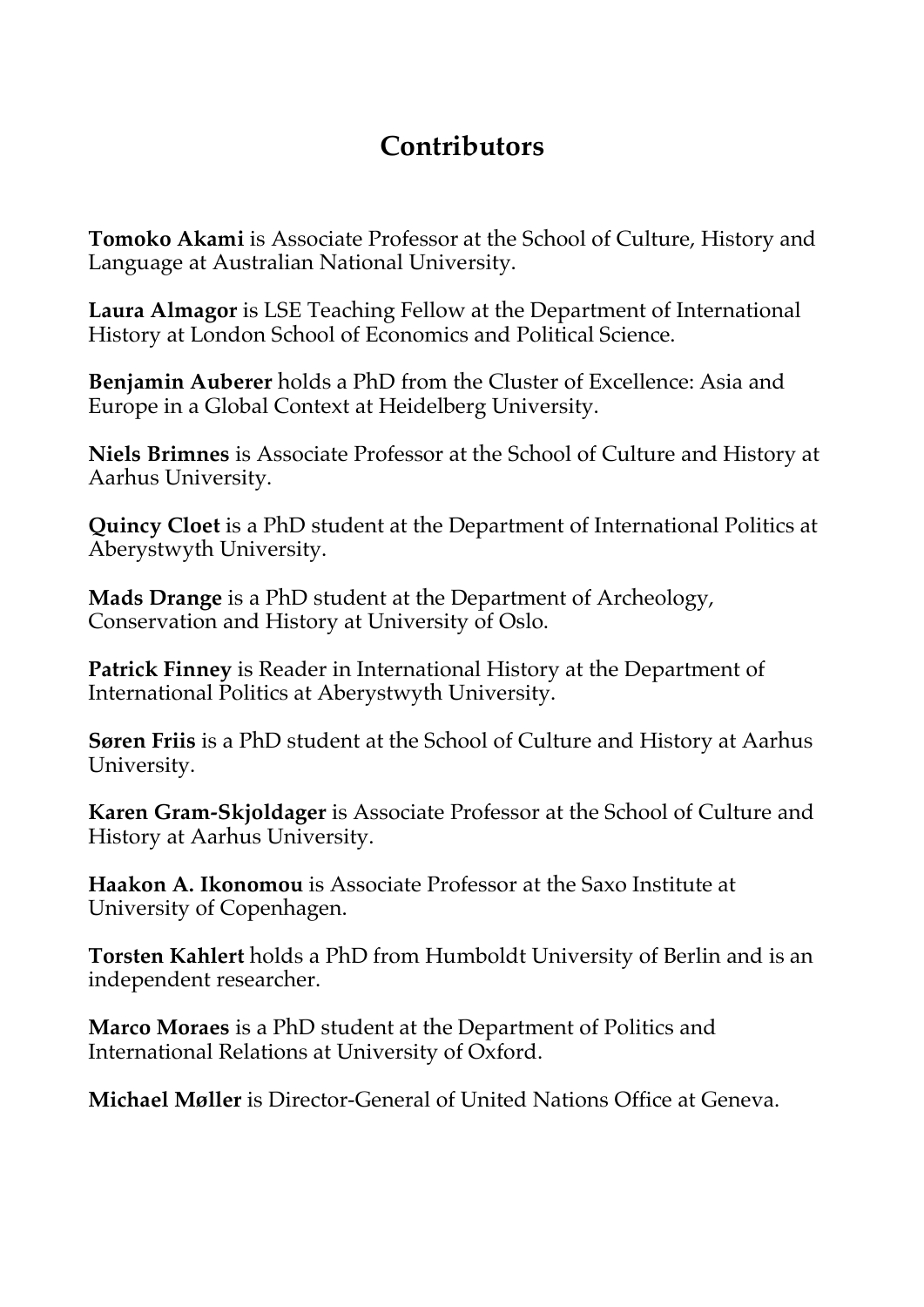# Contributors

**Tomoko Akami** is Associate Professor at the School of Culture, History and Language at Australian National University.

**Laura Almagor** is LSE Teaching Fellow at the Department of International History at London School of Economics and Political Science.

**Benjamin Auberer** holds a PhD from the Cluster of Excellence: Asia and Europe in a Global Context at Heidelberg University.

**Niels Brimnes** is Associate Professor at the School of Culture and History at Aarhus University.

**Quincy Cloet** is a PhD student at the Department of International Politics at Aberystwyth University.

**Mads Drange** is a PhD student at the Department of Archeology, Conservation and History at University of Oslo.

**Patrick Finney** is Reader in International History at the Department of International Politics at Aberystwyth University.

**Søren Friis** is a PhD student at the School of Culture and History at Aarhus University.

**Karen Gram-Skjoldager** is Associate Professor at the School of Culture and History at Aarhus University.

**Haakon A. Ikonomou** is Associate Professor at the Saxo Institute at University of Copenhagen.

**Torsten Kahlert** holds a PhD from Humboldt University of Berlin and is an independent researcher.

**Marco Moraes** is a PhD student at the Department of Politics and International Relations at University of Oxford.

**Michael Møller** is Director-General of United Nations Office at Geneva.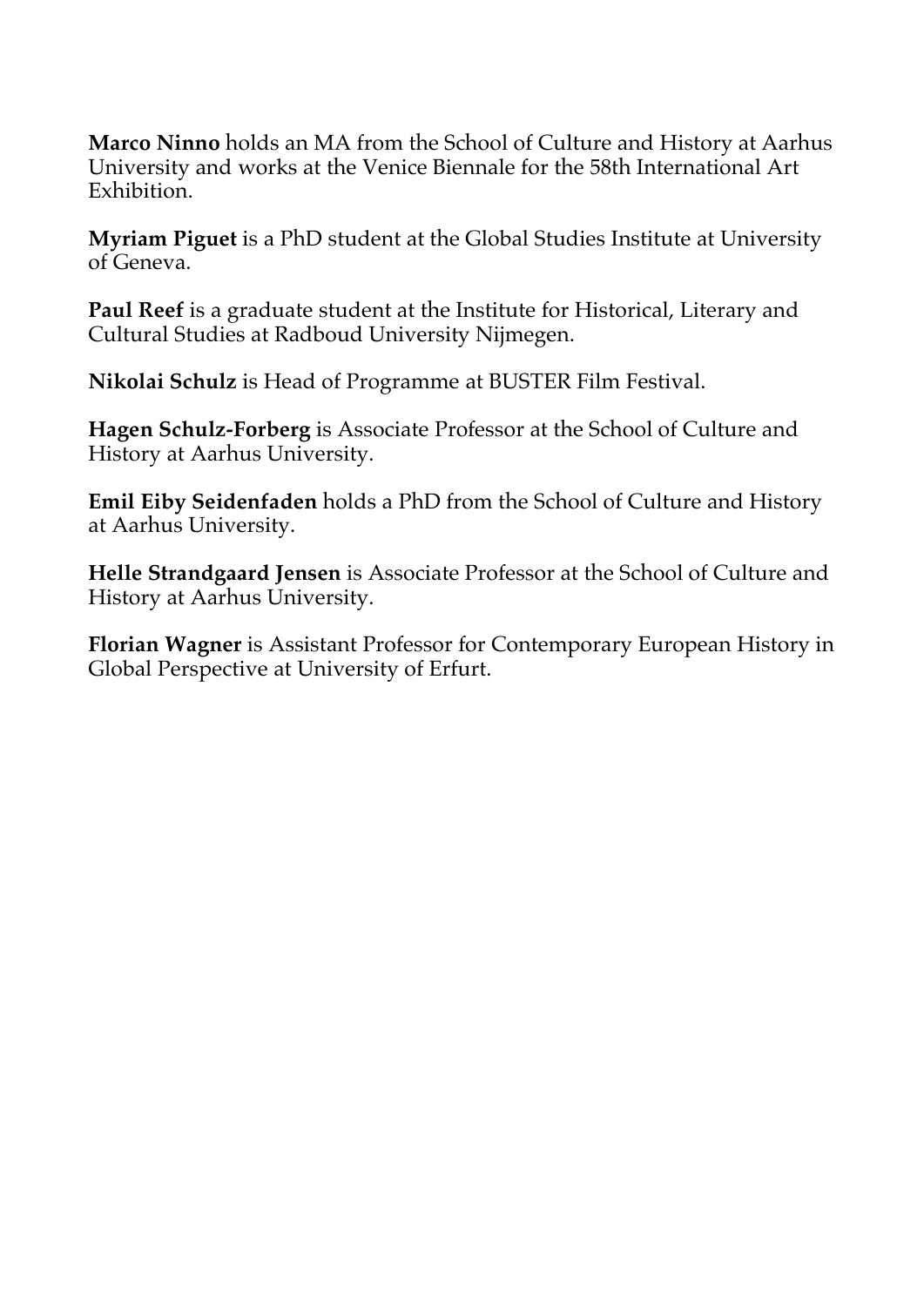**Marco Ninno** holds an MA from the School of Culture and History at Aarhus University and works at the Venice Biennale for the 58th International Art Exhibition.

**Myriam Piguet** is a PhD student at the Global Studies Institute at University of Geneva.

**Paul Reef** is a graduate student at the Institute for Historical, Literary and Cultural Studies at Radboud University Nijmegen.

**Nikolai Schulz** is Head of Programme at BUSTER Film Festival.

**Hagen Schulz-Forberg** is Associate Professor at the School of Culture and History at Aarhus University.

**Emil Eiby Seidenfaden** holds a PhD from the School of Culture and History at Aarhus University.

**Helle Strandgaard Jensen** is Associate Professor at the School of Culture and History at Aarhus University.

**Florian Wagner** is Assistant Professor for Contemporary European History in Global Perspective at University of Erfurt.